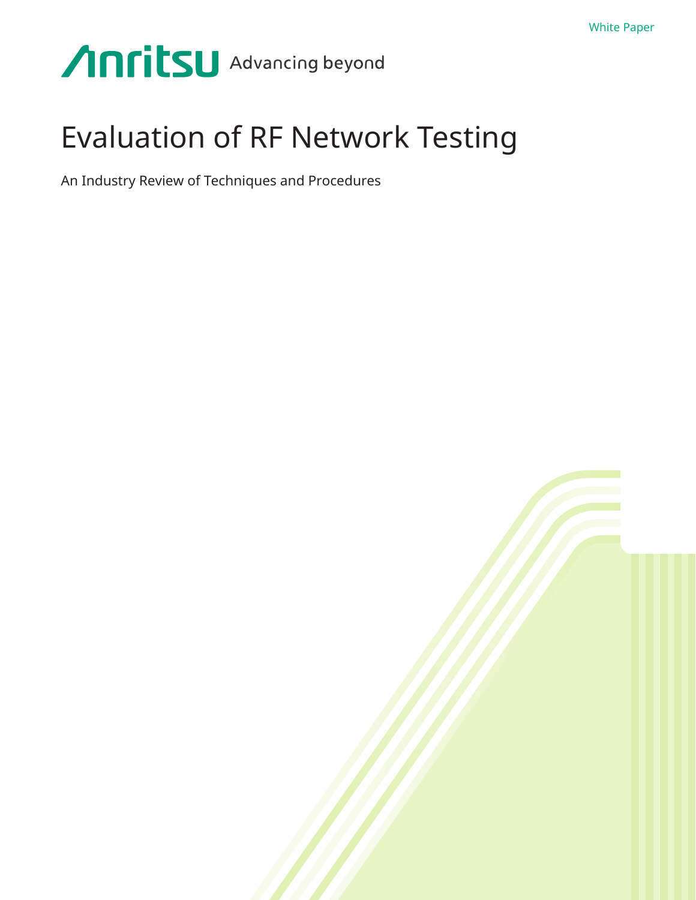White Paper

Anritsu Advancing beyond

# Evaluation of RF Network Testing

An Industry Review of Techniques and Procedures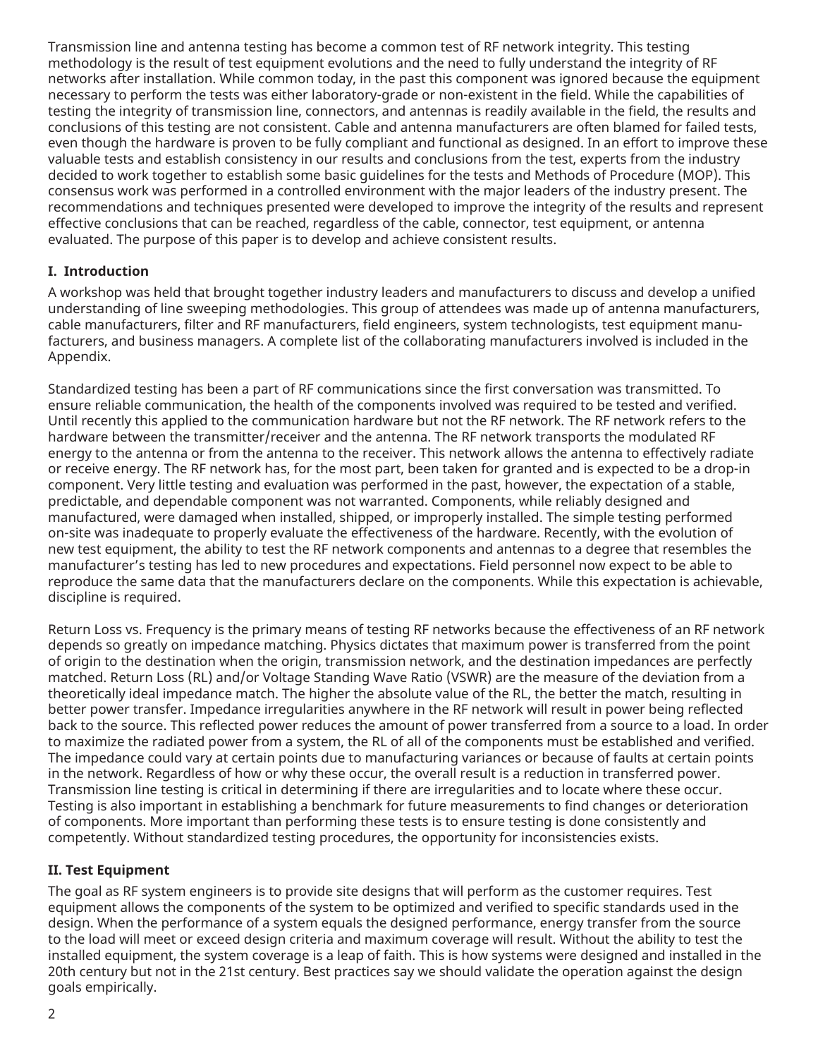Transmission line and antenna testing has become a common test of RF network integrity. This testing methodology is the result of test equipment evolutions and the need to fully understand the integrity of RF networks after installation. While common today, in the past this component was ignored because the equipment necessary to perform the tests was either laboratory-grade or non-existent in the field. While the capabilities of testing the integrity of transmission line, connectors, and antennas is readily available in the field, the results and conclusions of this testing are not consistent. Cable and antenna manufacturers are often blamed for failed tests, even though the hardware is proven to be fully compliant and functional as designed. In an effort to improve these valuable tests and establish consistency in our results and conclusions from the test, experts from the industry decided to work together to establish some basic guidelines for the tests and Methods of Procedure (MOP). This consensus work was performed in a controlled environment with the major leaders of the industry present. The recommendations and techniques presented were developed to improve the integrity of the results and represent effective conclusions that can be reached, regardless of the cable, connector, test equipment, or antenna evaluated. The purpose of this paper is to develop and achieve consistent results.

## I. Introduction

A workshop was held that brought together industry leaders and manufacturers to discuss and develop a unified understanding of line sweeping methodologies. This group of attendees was made up of antenna manufacturers, cable manufacturers, filter and RF manufacturers, field engineers, system technologists, test equipment manufacturers, and business managers. A complete list of the collaborating manufacturers involved is included in the Appendix.

Standardized testing has been a part of RF communications since the first conversation was transmitted. To ensure reliable communication, the health of the components involved was required to be tested and verified. Until recently this applied to the communication hardware but not the RF network. The RF network refers to the hardware between the transmitter/receiver and the antenna. The RF network transports the modulated RF energy to the antenna or from the antenna to the receiver. This network allows the antenna to effectively radiate or receive energy. The RF network has, for the most part, been taken for granted and is expected to be a drop-in component. Very little testing and evaluation was performed in the past, however, the expectation of a stable, predictable, and dependable component was not warranted. Components, while reliably designed and manufactured, were damaged when installed, shipped, or improperly installed. The simple testing performed on-site was inadequate to properly evaluate the effectiveness of the hardware. Recently, with the evolution of new test equipment, the ability to test the RF network components and antennas to a degree that resembles the manufacturer's testing has led to new procedures and expectations. Field personnel now expect to be able to reproduce the same data that the manufacturers declare on the components. While this expectation is achievable, discipline is required.

Return Loss vs. Frequency is the primary means of testing RF networks because the effectiveness of an RF network depends so greatly on impedance matching. Physics dictates that maximum power is transferred from the point of origin to the destination when the origin, transmission network, and the destination impedances are perfectly matched. Return Loss (RL) and/or Voltage Standing Wave Ratio (VSWR) are the measure of the deviation from a theoretically ideal impedance match. The higher the absolute value of the RL, the better the match, resulting in better power transfer. Impedance irregularities anywhere in the RF network will result in power being reflected back to the source. This reflected power reduces the amount of power transferred from a source to a load. In order to maximize the radiated power from a system, the RL of all of the components must be established and verified. The impedance could vary at certain points due to manufacturing variances or because of faults at certain points in the network. Regardless of how or why these occur, the overall result is a reduction in transferred power. Transmission line testing is critical in determining if there are irregularities and to locate where these occur. Testing is also important in establishing a benchmark for future measurements to find changes or deterioration of components. More important than performing these tests is to ensure testing is done consistently and competently. Without standardized testing procedures, the opportunity for inconsistencies exists.

## II. Test Equipment

The goal as RF system engineers is to provide site designs that will perform as the customer requires. Test equipment allows the components of the system to be optimized and verified to specific standards used in the design. When the performance of a system equals the designed performance, energy transfer from the source to the load will meet or exceed design criteria and maximum coverage will result. Without the ability to test the installed equipment, the system coverage is a leap of faith. This is how systems were designed and installed in the 20th century but not in the 21st century. Best practices say we should validate the operation against the design goals empirically.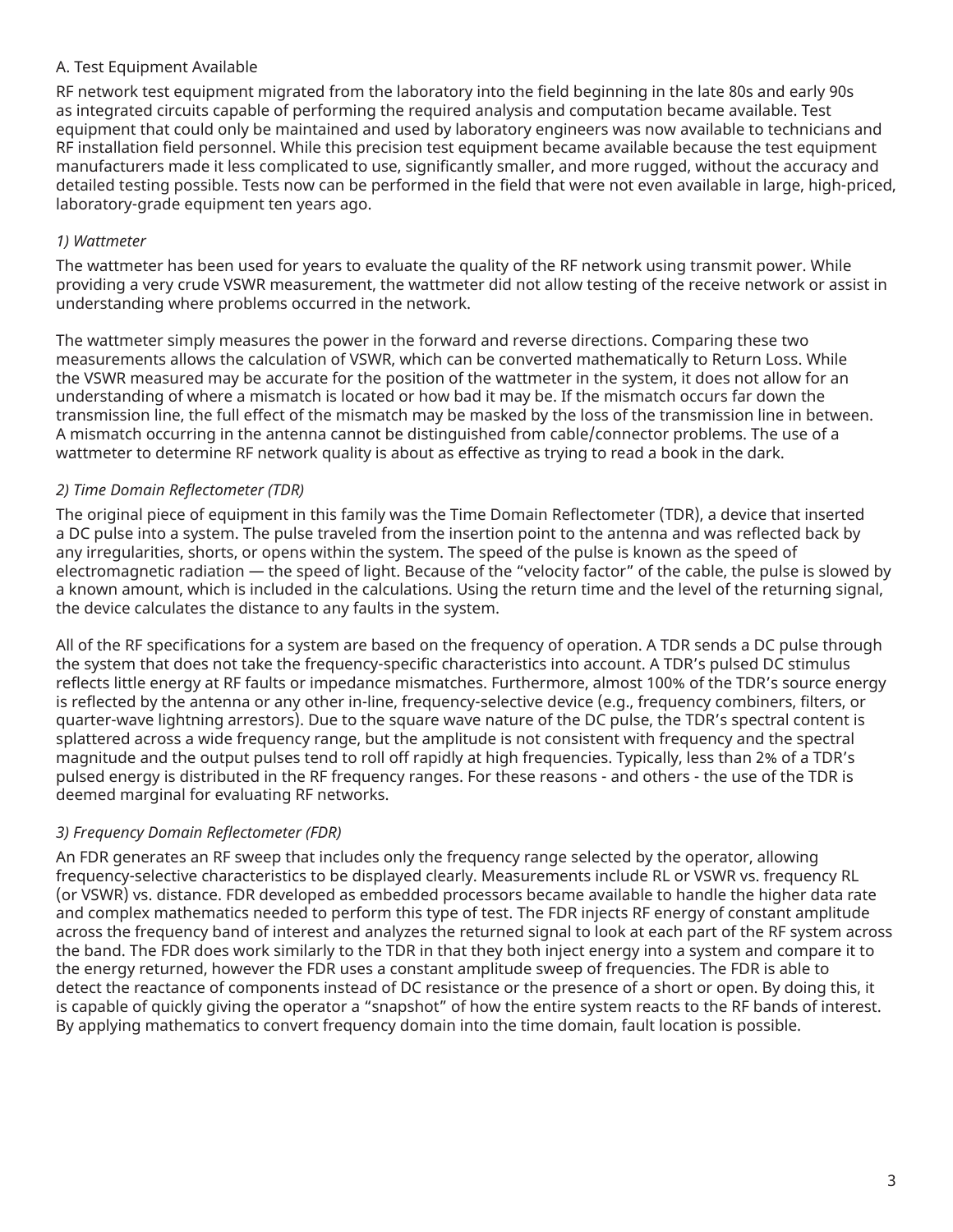### A. Test Equipment Available

RF network test equipment migrated from the laboratory into the field beginning in the late 80s and early 90s as integrated circuits capable of performing the required analysis and computation became available. Test equipment that could only be maintained and used by laboratory engineers was now available to technicians and RF installation field personnel. While this precision test equipment became available because the test equipment manufacturers made it less complicated to use, significantly smaller, and more rugged, without the accuracy and detailed testing possible. Tests now can be performed in the field that were not even available in large, high-priced, laboratory-grade equipment ten years ago.

#### *1) Wattmeter*

The wattmeter has been used for years to evaluate the quality of the RF network using transmit power. While providing a very crude VSWR measurement, the wattmeter did not allow testing of the receive network or assist in understanding where problems occurred in the network.

The wattmeter simply measures the power in the forward and reverse directions. Comparing these two measurements allows the calculation of VSWR, which can be converted mathematically to Return Loss. While the VSWR measured may be accurate for the position of the wattmeter in the system, it does not allow for an understanding of where a mismatch is located or how bad it may be. If the mismatch occurs far down the transmission line, the full effect of the mismatch may be masked by the loss of the transmission line in between. A mismatch occurring in the antenna cannot be distinguished from cable/connector problems. The use of a wattmeter to determine RF network quality is about as effective as trying to read a book in the dark.

#### *2) Time Domain Reflectometer (TDR)*

The original piece of equipment in this family was the Time Domain Reflectometer (TDR), a device that inserted a DC pulse into a system. The pulse traveled from the insertion point to the antenna and was reflected back by any irregularities, shorts, or opens within the system. The speed of the pulse is known as the speed of electromagnetic radiation — the speed of light. Because of the “velocity factor” of the cable, the pulse is slowed by a known amount, which is included in the calculations. Using the return time and the level of the returning signal, the device calculates the distance to any faults in the system.

All of the RF specifications for a system are based on the frequency of operation. A TDR sends a DC pulse through the system that does not take the frequency-specific characteristics into account. A TDR’s pulsed DC stimulus reflects little energy at RF faults or impedance mismatches. Furthermore, almost 100% of the TDR’s source energy is reflected by the antenna or any other in-line, frequency-selective device (e.g., frequency combiners, filters, or quarter-wave lightning arrestors). Due to the square wave nature of the DC pulse, the TDR’s spectral content is splattered across a wide frequency range, but the amplitude is not consistent with frequency and the spectral magnitude and the output pulses tend to roll off rapidly at high frequencies. Typically, less than 2% of a TDR’s pulsed energy is distributed in the RF frequency ranges. For these reasons - and others - the use of the TDR is deemed marginal for evaluating RF networks.

#### *3) Frequency Domain Reflectometer (FDR)*

An FDR generates an RF sweep that includes only the frequency range selected by the operator, allowing frequency-selective characteristics to be displayed clearly. Measurements include RL or VSWR vs. frequency RL (or VSWR) vs. distance. FDR developed as embedded processors became available to handle the higher data rate and complex mathematics needed to perform this type of test. The FDR injects RF energy of constant amplitude across the frequency band of interest and analyzes the returned signal to look at each part of the RF system across the band. The FDR does work similarly to the TDR in that they both inject energy into a system and compare it to the energy returned, however the FDR uses a constant amplitude sweep of frequencies. The FDR is able to detect the reactance of components instead of DC resistance or the presence of a short or open. By doing this, it is capable of quickly giving the operator a “snapshot” of how the entire system reacts to the RF bands of interest. By applying mathematics to convert frequency domain into the time domain, fault location is possible.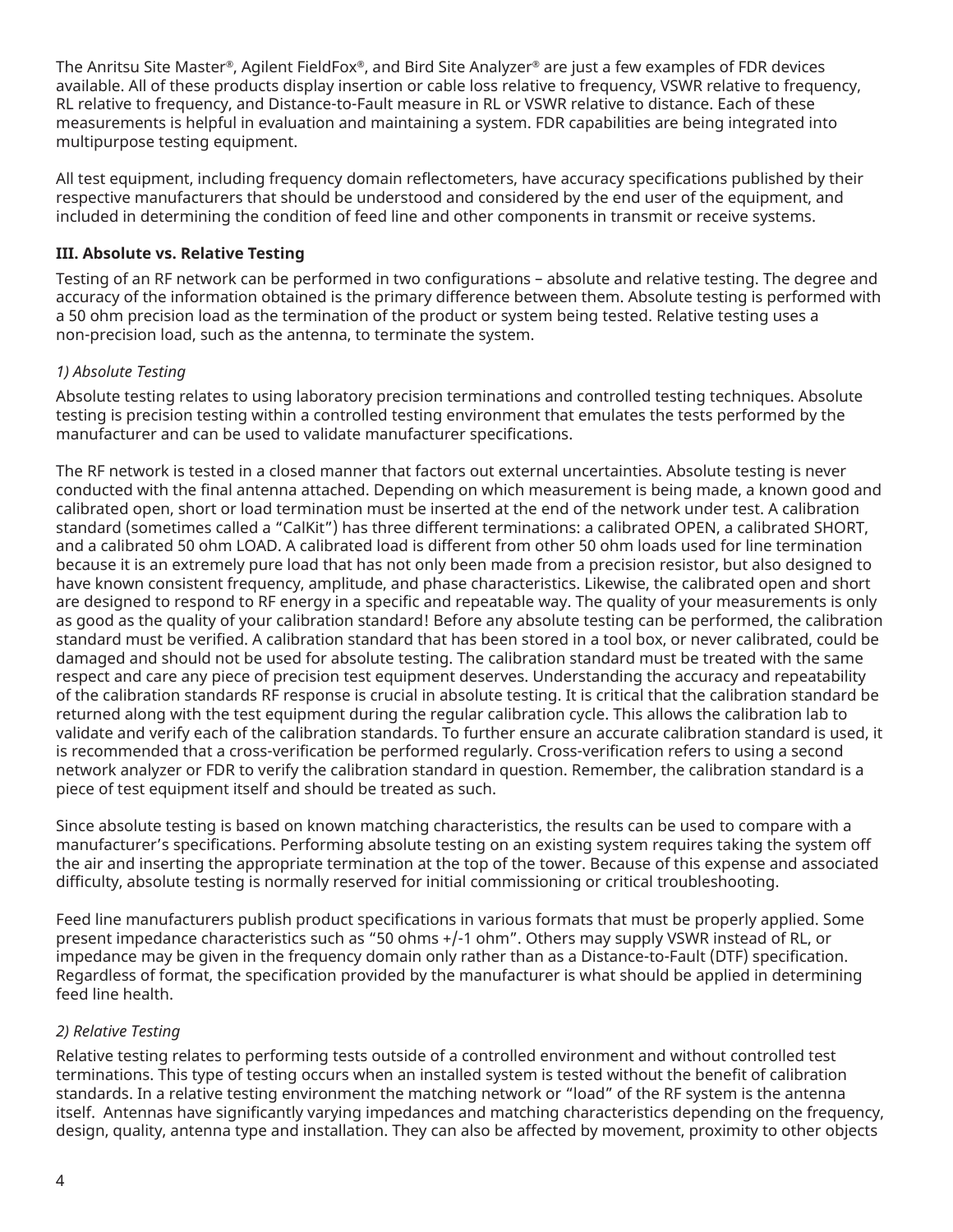The Anritsu Site Master®, Agilent FieldFox®, and Bird Site Analyzer® are just a few examples of FDR devices available. All of these products display insertion or cable loss relative to frequency, VSWR relative to frequency, RL relative to frequency, and Distance-to-Fault measure in RL or VSWR relative to distance. Each of these measurements is helpful in evaluation and maintaining a system. FDR capabilities are being integrated into multipurpose testing equipment.

All test equipment, including frequency domain reflectometers, have accuracy specifications published by their respective manufacturers that should be understood and considered by the end user of the equipment, and included in determining the condition of feed line and other components in transmit or receive systems.

### III. Absolute vs. Relative Testing

Testing of an RF network can be performed in two configurations – absolute and relative testing. The degree and accuracy of the information obtained is the primary difference between them. Absolute testing is performed with a 50 ohm precision load as the termination of the product or system being tested. Relative testing uses a non-precision load, such as the antenna, to terminate the system.

#### *1) Absolute Testing*

Absolute testing relates to using laboratory precision terminations and controlled testing techniques. Absolute testing is precision testing within a controlled testing environment that emulates the tests performed by the manufacturer and can be used to validate manufacturer specifications.

The RF network is tested in a closed manner that factors out external uncertainties. Absolute testing is never conducted with the final antenna attached. Depending on which measurement is being made, a known good and calibrated open, short or load termination must be inserted at the end of the network under test. A calibration standard (sometimes called a "CalKit") has three different terminations: a calibrated OPEN, a calibrated SHORT, and a calibrated 50 ohm LOAD. A calibrated load is different from other 50 ohm loads used for line termination because it is an extremely pure load that has not only been made from a precision resistor, but also designed to have known consistent frequency, amplitude, and phase characteristics. Likewise, the calibrated open and short are designed to respond to RF energy in a specific and repeatable way. The quality of your measurements is only as good as the quality of your calibration standard! Before any absolute testing can be performed, the calibration standard must be verified. A calibration standard that has been stored in a tool box, or never calibrated, could be damaged and should not be used for absolute testing. The calibration standard must be treated with the same respect and care any piece of precision test equipment deserves. Understanding the accuracy and repeatability of the calibration standards RF response is crucial in absolute testing. It is critical that the calibration standard be returned along with the test equipment during the regular calibration cycle. This allows the calibration lab to validate and verify each of the calibration standards. To further ensure an accurate calibration standard is used, it is recommended that a cross-verification be performed regularly. Cross-verification refers to using a second network analyzer or FDR to verify the calibration standard in question. Remember, the calibration standard is a piece of test equipment itself and should be treated as such.

Since absolute testing is based on known matching characteristics, the results can be used to compare with a manufacturer's specifications. Performing absolute testing on an existing system requires taking the system off the air and inserting the appropriate termination at the top of the tower. Because of this expense and associated difficulty, absolute testing is normally reserved for initial commissioning or critical troubleshooting.

Feed line manufacturers publish product specifications in various formats that must be properly applied. Some present impedance characteristics such as "50 ohms +/-1 ohm". Others may supply VSWR instead of RL, or impedance may be given in the frequency domain only rather than as a Distance-to-Fault (DTF) specification. Regardless of format, the specification provided by the manufacturer is what should be applied in determining feed line health.

#### *2) Relative Testing*

Relative testing relates to performing tests outside of a controlled environment and without controlled test terminations. This type of testing occurs when an installed system is tested without the benefit of calibration standards. In a relative testing environment the matching network or "load" of the RF system is the antenna itself. Antennas have significantly varying impedances and matching characteristics depending on the frequency, design, quality, antenna type and installation. They can also be affected by movement, proximity to other objects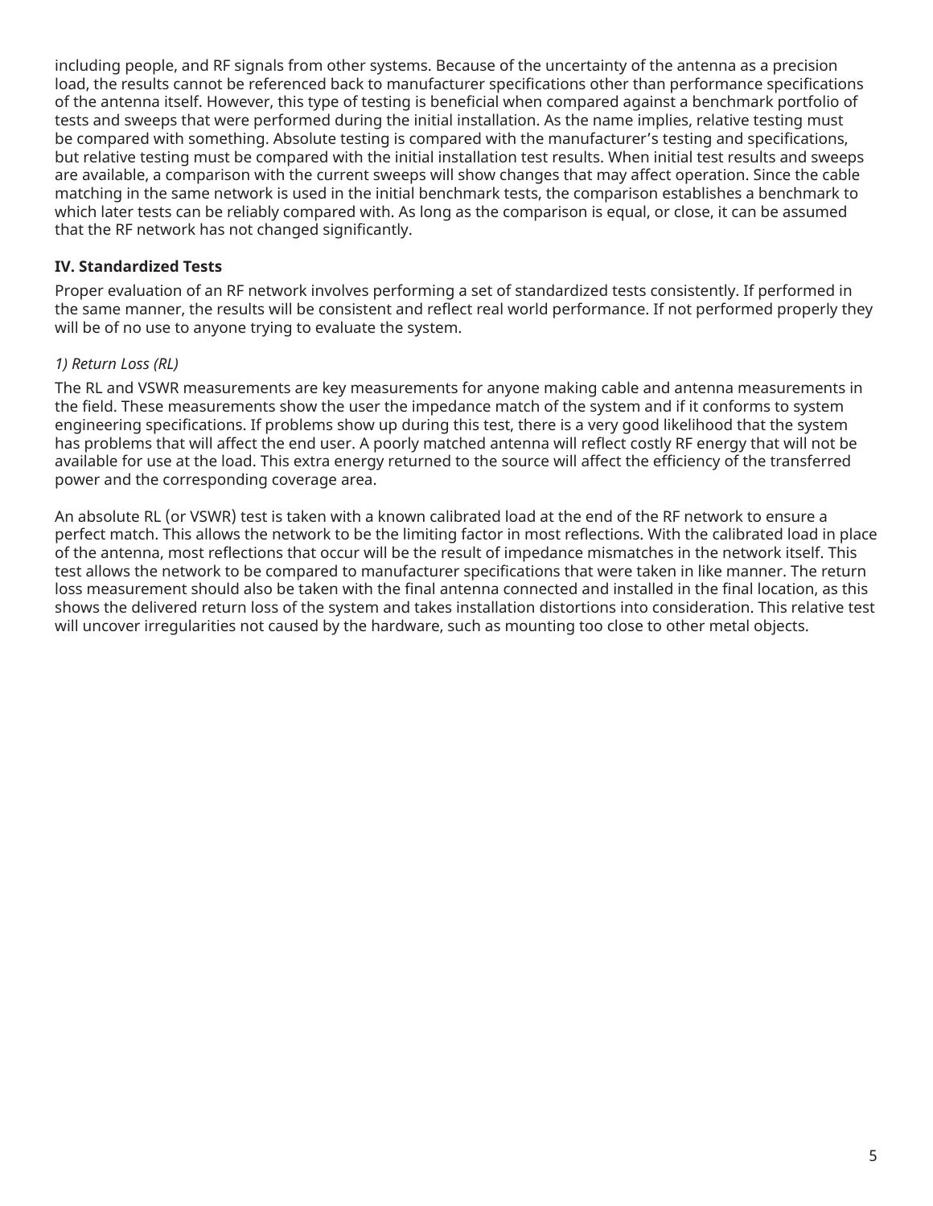including people, and RF signals from other systems. Because of the uncertainty of the antenna as a precision load, the results cannot be referenced back to manufacturer specifications other than performance specifications of the antenna itself. However, this type of testing is beneficial when compared against a benchmark portfolio of tests and sweeps that were performed during the initial installation. As the name implies, relative testing must be compared with something. Absolute testing is compared with the manufacturer's testing and specifications, but relative testing must be compared with the initial installation test results. When initial test results and sweeps are available, a comparison with the current sweeps will show changes that may affect operation. Since the cable matching in the same network is used in the initial benchmark tests, the comparison establishes a benchmark to which later tests can be reliably compared with. As long as the comparison is equal, or close, it can be assumed that the RF network has not changed significantly.

## IV. Standardized Tests

Proper evaluation of an RF network involves performing a set of standardized tests consistently. If performed in the same manner, the results will be consistent and reflect real world performance. If not performed properly they will be of no use to anyone trying to evaluate the system.

### *1) Return Loss (RL)*

The RL and VSWR measurements are key measurements for anyone making cable and antenna measurements in the field. These measurements show the user the impedance match of the system and if it conforms to system engineering specifications. If problems show up during this test, there is a very good likelihood that the system has problems that will affect the end user. A poorly matched antenna will reflect costly RF energy that will not be available for use at the load. This extra energy returned to the source will affect the efficiency of the transferred power and the corresponding coverage area.

An absolute RL (or VSWR) test is taken with a known calibrated load at the end of the RF network to ensure a perfect match. This allows the network to be the limiting factor in most reflections. With the calibrated load in place of the antenna, most reflections that occur will be the result of impedance mismatches in the network itself. This test allows the network to be compared to manufacturer specifications that were taken in like manner. The return loss measurement should also be taken with the final antenna connected and installed in the final location, as this shows the delivered return loss of the system and takes installation distortions into consideration. This relative test will uncover irregularities not caused by the hardware, such as mounting too close to other metal objects.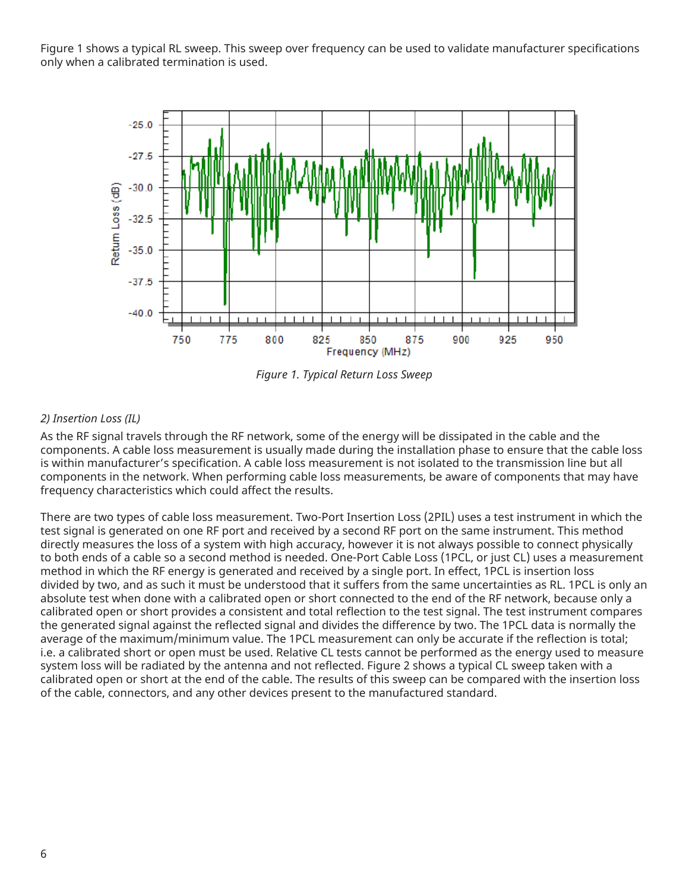Figure 1 shows a typical RL sweep. This sweep over frequency can be used to validate manufacturer specifications only when a calibrated termination is used.

*Figure 1. Typical Return Loss Sweep*

*2) Insertion Loss (IL)*

As the RF signal travels through the RF network, some of the energy will be dissipated in the cable and the components. A cable loss measurement is usually made during the installation phase to ensure that the cable loss is within manufacturer's specification. A cable loss measurement is not isolated to the transmission line but all components in the network. When performing cable loss measurements, be aware of components that may have frequency characteristics which could affect the results.

There are two types of cable loss measurement. Two-Port Insertion Loss (2PIL) uses a test instrument in which the test signal is generated on one RF port and received by a second RF port on the same instrument. This method directly measures the loss of a system with high accuracy, however it is not always possible to connect physically to both ends of a cable so a second method is needed. One-Port Cable Loss (1PCL, or just CL) uses a measurement method in which the RF energy is generated and received by a single port. In effect, 1PCL is insertion loss divided by two, and as such it must be understood that it suffers from the same uncertainties as RL. 1PCL is only an absolute test when done with a calibrated open or short connected to the end of the RF network, because only a calibrated open or short provides a consistent and total reflection to the test signal. The test instrument compares the generated signal against the reflected signal and divides the difference by two. The 1PCL data is normally the average of the maximum/minimum value. The 1PCL measurement can only be accurate if the reflection is total; i.e. a calibrated short or open must be used. Relative CL tests cannot be performed as the energy used to measure system loss will be radiated by the antenna and not reflected. Figure 2 shows a typical CL sweep taken with a calibrated open or short at the end of the cable. The results of this sweep can be compared with the insertion loss of the cable, connectors, and any other devices present to the manufactured standard.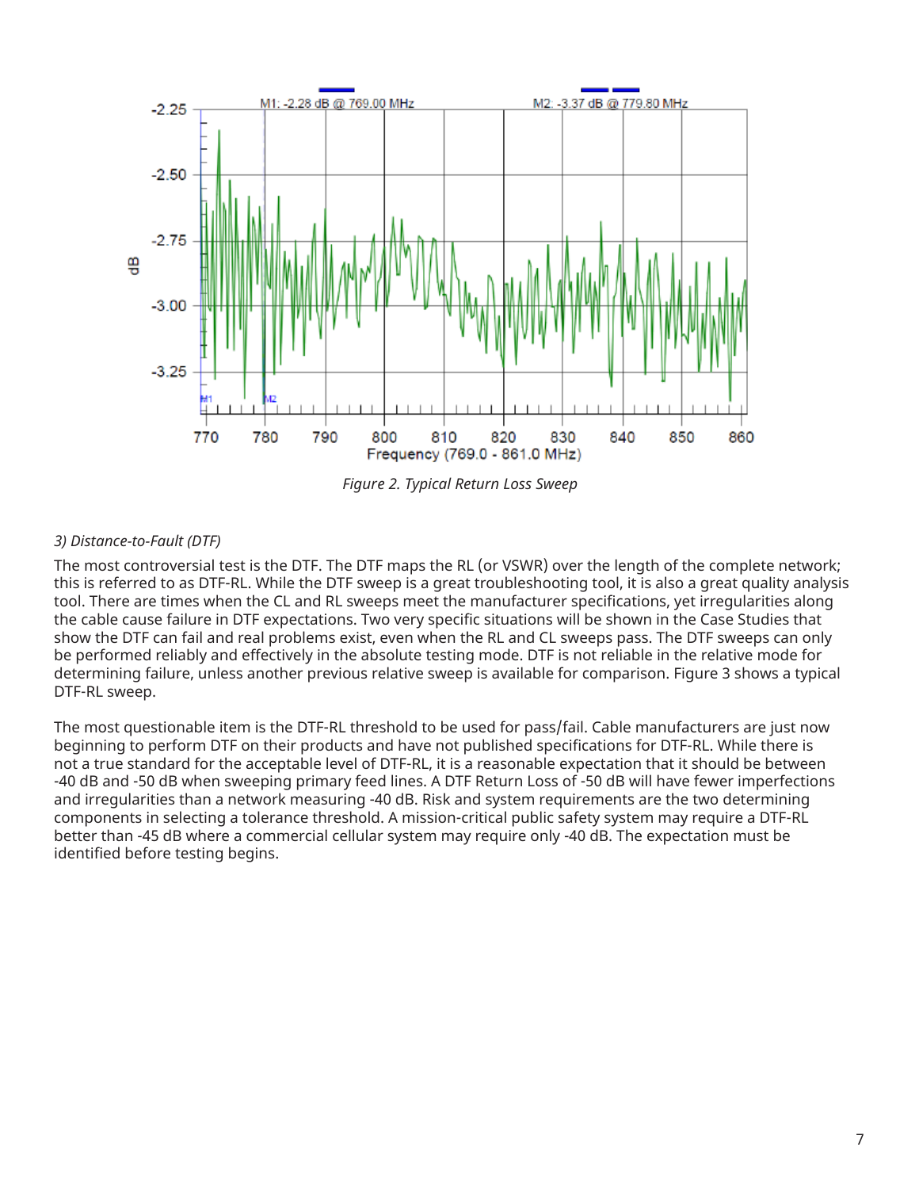*Figure 2. Typical Return Loss Sweep*

*3) Distance-to-Fault (DTF)*

The most controversial test is the DTF. The DTF maps the RL (or VSWR) over the length of the complete network; this is referred to as DTF-RL. While the DTF sweep is a great troubleshooting tool, it is also a great quality analysis tool. There are times when the CL and RL sweeps meet the manufacturer specifications, yet irregularities along the cable cause failure in DTF expectations. Two very specific situations will be shown in the Case Studies that show the DTF can fail and real problems exist, even when the RL and CL sweeps pass. The DTF sweeps can only be performed reliably and effectively in the absolute testing mode. DTF is not reliable in the relative mode for determining failure, unless another previous relative sweep is available for comparison. Figure 3 shows a typical DTF-RL sweep.

The most questionable item is the DTF-RL threshold to be used for pass/fail. Cable manufacturers are just now beginning to perform DTF on their products and have not published specifications for DTF-RL. While there is not a true standard for the acceptable level of DTF-RL, it is a reasonable expectation that it should be between -40 dB and -50 dB when sweeping primary feed lines. A DTF Return Loss of -50 dB will have fewer imperfections and irregularities than a network measuring -40 dB. Risk and system requirements are the two determining components in selecting a tolerance threshold. A mission-critical public safety system may require a DTF-RL better than -45 dB where a commercial cellular system may require only -40 dB. The expectation must be identified before testing begins.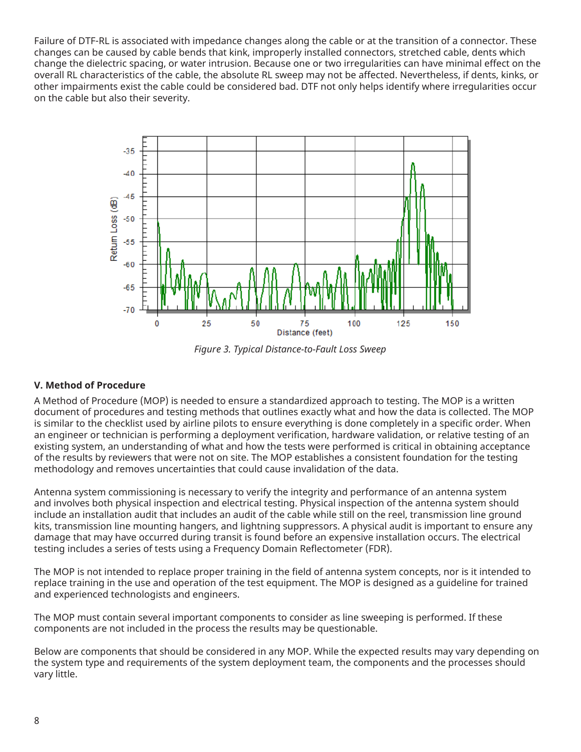Failure of DTF-RL is associated with impedance changes along the cable or at the transition of a connector. These changes can be caused by cable bends that kink, improperly installed connectors, stretched cable, dents which change the dielectric spacing, or water intrusion. Because one or two irregularities can have minimal effect on the overall RL characteristics of the cable, the absolute RL sweep may not be affected. Nevertheless, if dents, kinks, or other impairments exist the cable could be considered bad. DTF not only helps identify where irregularities occur on the cable but also their severity.

*Figure 3. Typical Distance-to-Fault Loss Sweep*

### V. Method of Procedure

A Method of Procedure (MOP) is needed to ensure a standardized approach to testing. The MOP is a written document of procedures and testing methods that outlines exactly what and how the data is collected. The MOP is similar to the checklist used by airline pilots to ensure everything is done completely in a specific order. When an engineer or technician is performing a deployment verification, hardware validation, or relative testing of an existing system, an understanding of what and how the tests were performed is critical in obtaining acceptance of the results by reviewers that were not on site. The MOP establishes a consistent foundation for the testing methodology and removes uncertainties that could cause invalidation of the data.

Antenna system commissioning is necessary to verify the integrity and performance of an antenna system and involves both physical inspection and electrical testing. Physical inspection of the antenna system should include an installation audit that includes an audit of the cable while still on the reel, transmission line ground kits, transmission line mounting hangers, and lightning suppressors. A physical audit is important to ensure any damage that may have occurred during transit is found before an expensive installation occurs. The electrical testing includes a series of tests using a Frequency Domain Reflectometer (FDR).

The MOP is not intended to replace proper training in the field of antenna system concepts, nor is it intended to replace training in the use and operation of the test equipment. The MOP is designed as a guideline for trained and experienced technologists and engineers.

The MOP must contain several important components to consider as line sweeping is performed. If these components are not included in the process the results may be questionable.

Below are components that should be considered in any MOP. While the expected results may vary depending on the system type and requirements of the system deployment team, the components and the processes should vary little.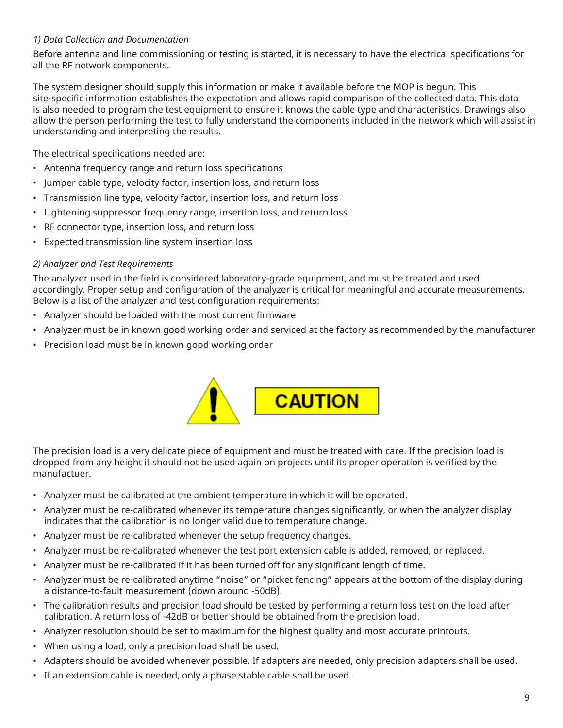*1) Data Collection and Documentation*

Before antenna and line commissioning or testing is started, it is necessary to have the electrical specifications for all the RF network components.

The system designer should supply this information or make it available before the MOP is begun. This site-specific information establishes the expectation and allows rapid comparison of the collected data. This data is also needed to program the test equipment to ensure it knows the cable type and characteristics. Drawings also allow the person performing the test to fully understand the components included in the network which will assist in understanding and interpreting the results.

The electrical specifications needed are:

- Antenna frequency range and return loss specifications
- Jumper cable type, velocity factor, insertion loss, and return loss
- Transmission line type, velocity factor, insertion loss, and return loss
- Lightening suppressor frequency range, insertion loss, and return loss
- RF connector type, insertion loss, and return loss
- Expected transmission line system insertion loss

*2) Analyzer and Test Requirements*

The analyzer used in the field is considered laboratory-grade equipment, and must be treated and used accordingly. Proper setup and configuration of the analyzer is critical for meaningful and accurate measurements. Below is a list of the analyzer and test configuration requirements:

- Analyzer should be loaded with the most current firmware
- Analyzer must be in known good working order and serviced at the factory as recommended by the manufacturer
- Precision load must be in known good working order

**CAUTION**

The precision load is a very delicate piece of equipment and must be treated with care. If the precision load is dropped from any height it should not be used again on projects until its proper operation is verified by the manufactuer.

- Analyzer must be calibrated at the ambient temperature in which it will be operated.
- Analyzer must be re-calibrated whenever its temperature changes significantly, or when the analyzer display indicates that the calibration is no longer valid due to temperature change.
- Analyzer must be re-calibrated whenever the setup frequency changes.
- Analyzer must be re-calibrated whenever the test port extension cable is added, removed, or replaced.
- Analyzer must be re-calibrated if it has been turned off for any significant length of time.
- Analyzer must be re-calibrated anytime "noise" or "picket fencing" appears at the bottom of the display during a distance-to-fault measurement (down around -50dB).
- The calibration results and precision load should be tested by performing a return loss test on the load after calibration. A return loss of -42dB or better should be obtained from the precision load.
- Analyzer resolution should be set to maximum for the highest quality and most accurate printouts.
- When using a load, only a precision load shall be used.
- Adapters should be avoided whenever possible. If adapters are needed, only precision adapters shall be used.
- If an extension cable is needed, only a phase stable cable shall be used.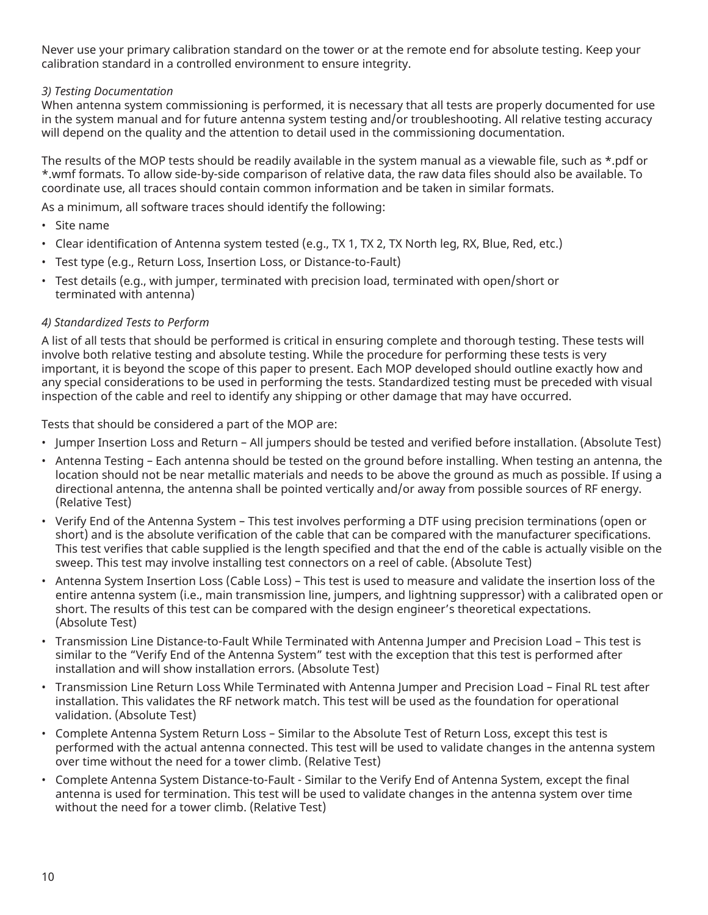Never use your primary calibration standard on the tower or at the remote end for absolute testing. Keep your calibration standard in a controlled environment to ensure integrity.

*3) Testing Documentation*

When antenna system commissioning is performed, it is necessary that all tests are properly documented for use in the system manual and for future antenna system testing and/or troubleshooting. All relative testing accuracy will depend on the quality and the attention to detail used in the commissioning documentation.

The results of the MOP tests should be readily available in the system manual as a viewable file, such as *.pdf or *.wmf formats. To allow side-by-side comparison of relative data, the raw data files should also be available. To coordinate use, all traces should contain common information and be taken in similar formats.

As a minimum, all software traces should identify the following:

- Site name
- Clear identification of Antenna system tested (e.g., TX 1, TX 2, TX North leg, RX, Blue, Red, etc.)
- Test type (e.g., Return Loss, Insertion Loss, or Distance-to-Fault)
- Test details (e.g., with jumper, terminated with precision load, terminated with open/short or terminated with antenna)

*4) Standardized Tests to Perform*

A list of all tests that should be performed is critical in ensuring complete and thorough testing. These tests will involve both relative testing and absolute testing. While the procedure for performing these tests is very important, it is beyond the scope of this paper to present. Each MOP developed should outline exactly how and any special considerations to be used in performing the tests. Standardized testing must be preceded with visual inspection of the cable and reel to identify any shipping or other damage that may have occurred.

Tests that should be considered a part of the MOP are:

- Jumper Insertion Loss and Return – All jumpers should be tested and verified before installation. (Absolute Test)
- Antenna Testing – Each antenna should be tested on the ground before installing. When testing an antenna, the location should not be near metallic materials and needs to be above the ground as much as possible. If using a directional antenna, the antenna shall be pointed vertically and/or away from possible sources of RF energy. (Relative Test)
- Verify End of the Antenna System – This test involves performing a DTF using precision terminations (open or short) and is the absolute verification of the cable that can be compared with the manufacturer specifications. This test verifies that cable supplied is the length specified and that the end of the cable is actually visible on the sweep. This test may involve installing test connectors on a reel of cable. (Absolute Test)
- Antenna System Insertion Loss (Cable Loss) – This test is used to measure and validate the insertion loss of the entire antenna system (i.e., main transmission line, jumpers, and lightning suppressor) with a calibrated open or short. The results of this test can be compared with the design engineer's theoretical expectations. (Absolute Test)
- Transmission Line Distance-to-Fault While Terminated with Antenna Jumper and Precision Load – This test is similar to the "Verify End of the Antenna System" test with the exception that this test is performed after installation and will show installation errors. (Absolute Test)
- Transmission Line Return Loss While Terminated with Antenna Jumper and Precision Load – Final RL test after installation. This validates the RF network match. This test will be used as the foundation for operational validation. (Absolute Test)
- Complete Antenna System Return Loss – Similar to the Absolute Test of Return Loss, except this test is performed with the actual antenna connected. This test will be used to validate changes in the antenna system over time without the need for a tower climb. (Relative Test)
- Complete Antenna System Distance-to-Fault - Similar to the Verify End of Antenna System, except the final antenna is used for termination. This test will be used to validate changes in the antenna system over time without the need for a tower climb. (Relative Test)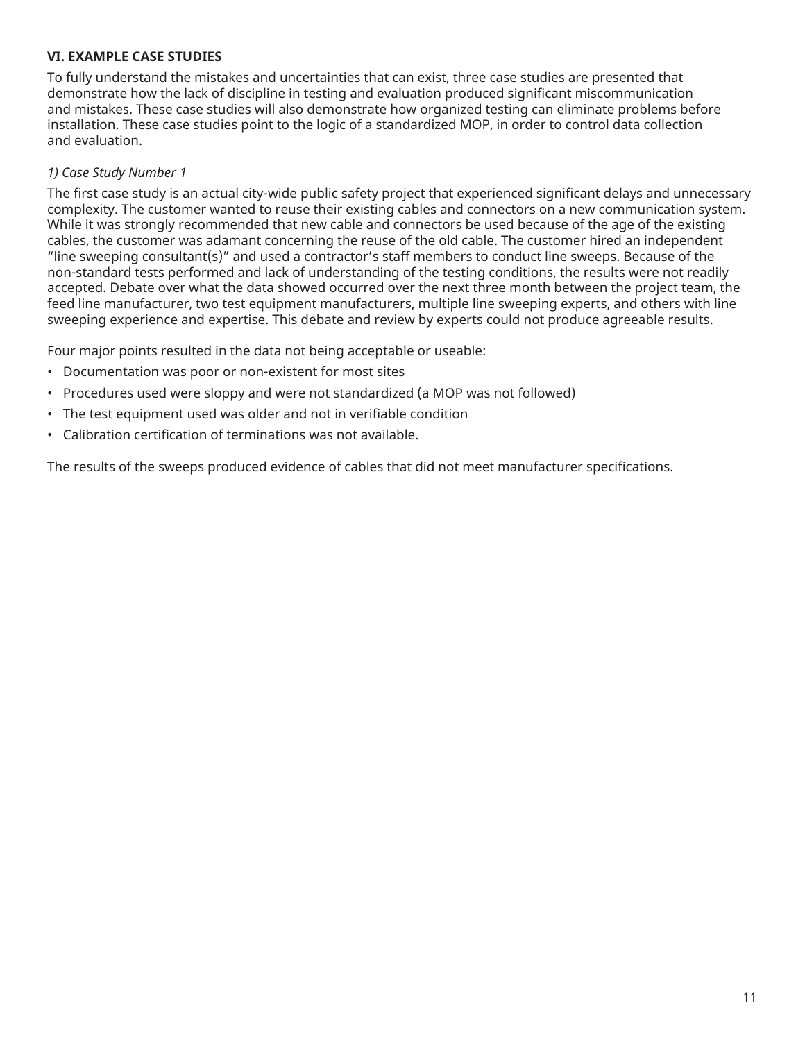## VI. EXAMPLE CASE STUDIES

To fully understand the mistakes and uncertainties that can exist, three case studies are presented that demonstrate how the lack of discipline in testing and evaluation produced significant miscommunication and mistakes. These case studies will also demonstrate how organized testing can eliminate problems before installation. These case studies point to the logic of a standardized MOP, in order to control data collection and evaluation.

### *1) Case Study Number 1*

The first case study is an actual city-wide public safety project that experienced significant delays and unnecessary complexity. The customer wanted to reuse their existing cables and connectors on a new communication system. While it was strongly recommended that new cable and connectors be used because of the age of the existing cables, the customer was adamant concerning the reuse of the old cable. The customer hired an independent "line sweeping consultant(s)" and used a contractor's staff members to conduct line sweeps. Because of the non-standard tests performed and lack of understanding of the testing conditions, the results were not readily accepted. Debate over what the data showed occurred over the next three month between the project team, the feed line manufacturer, two test equipment manufacturers, multiple line sweeping experts, and others with line sweeping experience and expertise. This debate and review by experts could not produce agreeable results.

Four major points resulted in the data not being acceptable or useable:

- Documentation was poor or non-existent for most sites
- Procedures used were sloppy and were not standardized (a MOP was not followed)
- The test equipment used was older and not in verifiable condition
- Calibration certification of terminations was not available.

The results of the sweeps produced evidence of cables that did not meet manufacturer specifications.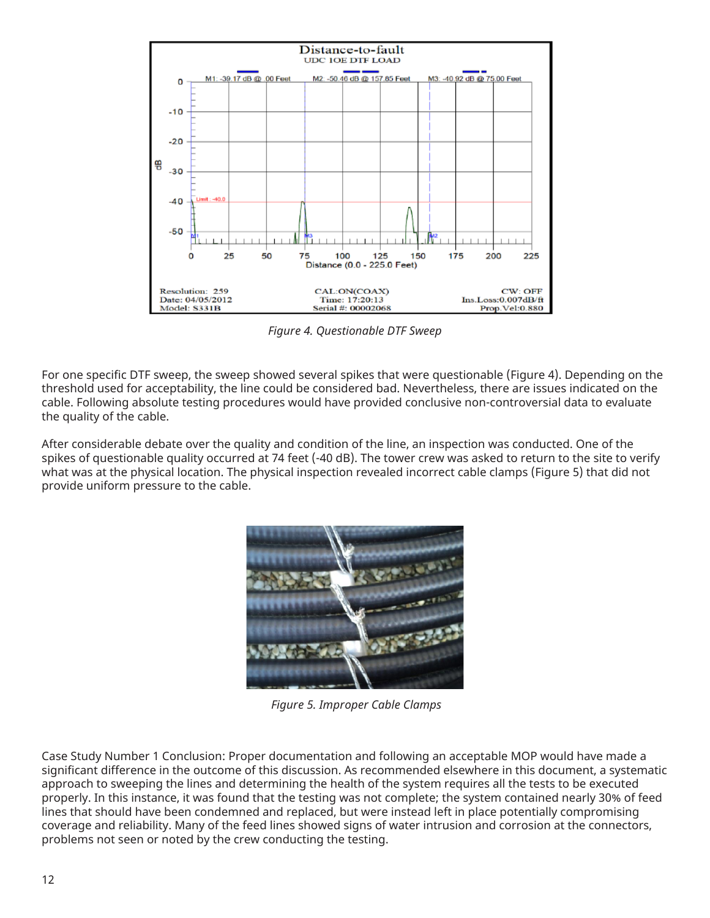*Figure 4. Questionable DTF Sweep*

For one specific DTF sweep, the sweep showed several spikes that were questionable (Figure 4). Depending on the threshold used for acceptability, the line could be considered bad. Nevertheless, there are issues indicated on the cable. Following absolute testing procedures would have provided conclusive non-controversial data to evaluate the quality of the cable.

After considerable debate over the quality and condition of the line, an inspection was conducted. One of the spikes of questionable quality occurred at 74 feet (-40 dB). The tower crew was asked to return to the site to verify what was at the physical location. The physical inspection revealed incorrect cable clamps (Figure 5) that did not provide uniform pressure to the cable.

*Figure 5. Improper Cable Clamps*

Case Study Number 1 Conclusion: Proper documentation and following an acceptable MOP would have made a significant difference in the outcome of this discussion. As recommended elsewhere in this document, a systematic approach to sweeping the lines and determining the health of the system requires all the tests to be executed properly. In this instance, it was found that the testing was not complete; the system contained nearly 30% of feed lines that should have been condemned and replaced, but were instead left in place potentially compromising coverage and reliability. Many of the feed lines showed signs of water intrusion and corrosion at the connectors, problems not seen or noted by the crew conducting the testing.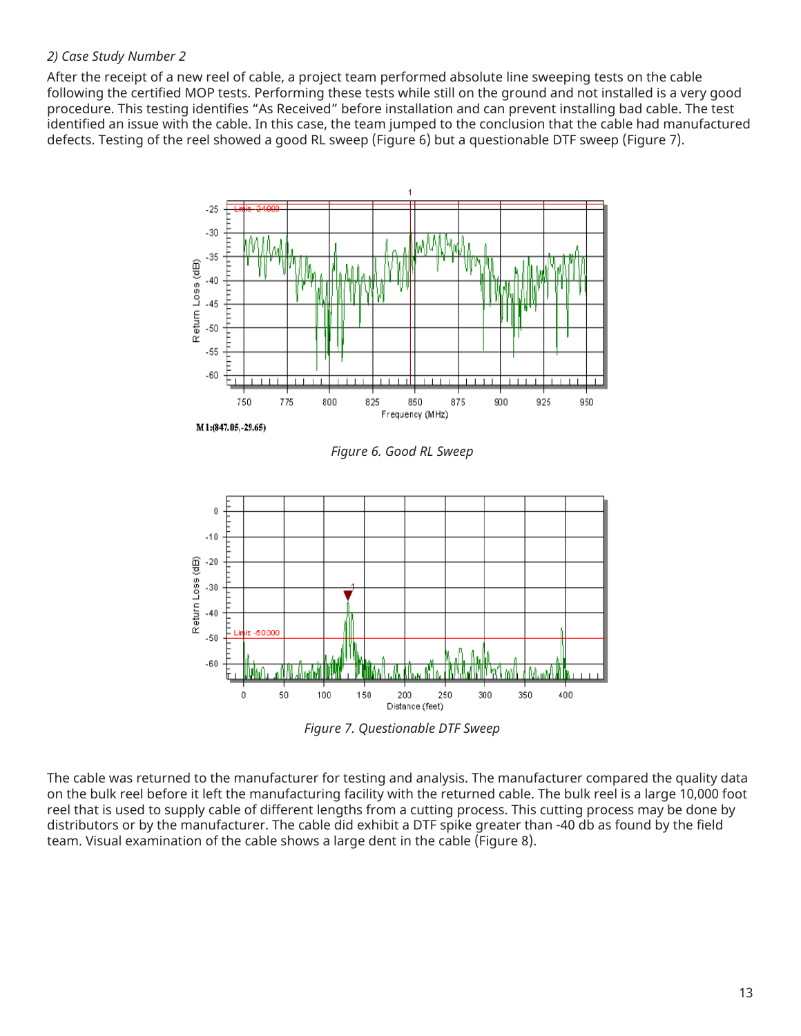*2) Case Study Number 2*

After the receipt of a new reel of cable, a project team performed absolute line sweeping tests on the cable following the certified MOP tests. Performing these tests while still on the ground and not installed is a very good procedure. This testing identifies "As Received" before installation and can prevent installing bad cable. The test identified an issue with the cable. In this case, the team jumped to the conclusion that the cable had manufactured defects. Testing of the reel showed a good RL sweep (Figure 6) but a questionable DTF sweep (Figure 7).

*Figure 6. Good RL Sweep*

*Figure 7. Questionable DTF Sweep*

The cable was returned to the manufacturer for testing and analysis. The manufacturer compared the quality data on the bulk reel before it left the manufacturing facility with the returned cable. The bulk reel is a large 10,000 foot reel that is used to supply cable of different lengths from a cutting process. This cutting process may be done by distributors or by the manufacturer. The cable did exhibit a DTF spike greater than -40 db as found by the field team. Visual examination of the cable shows a large dent in the cable (Figure 8).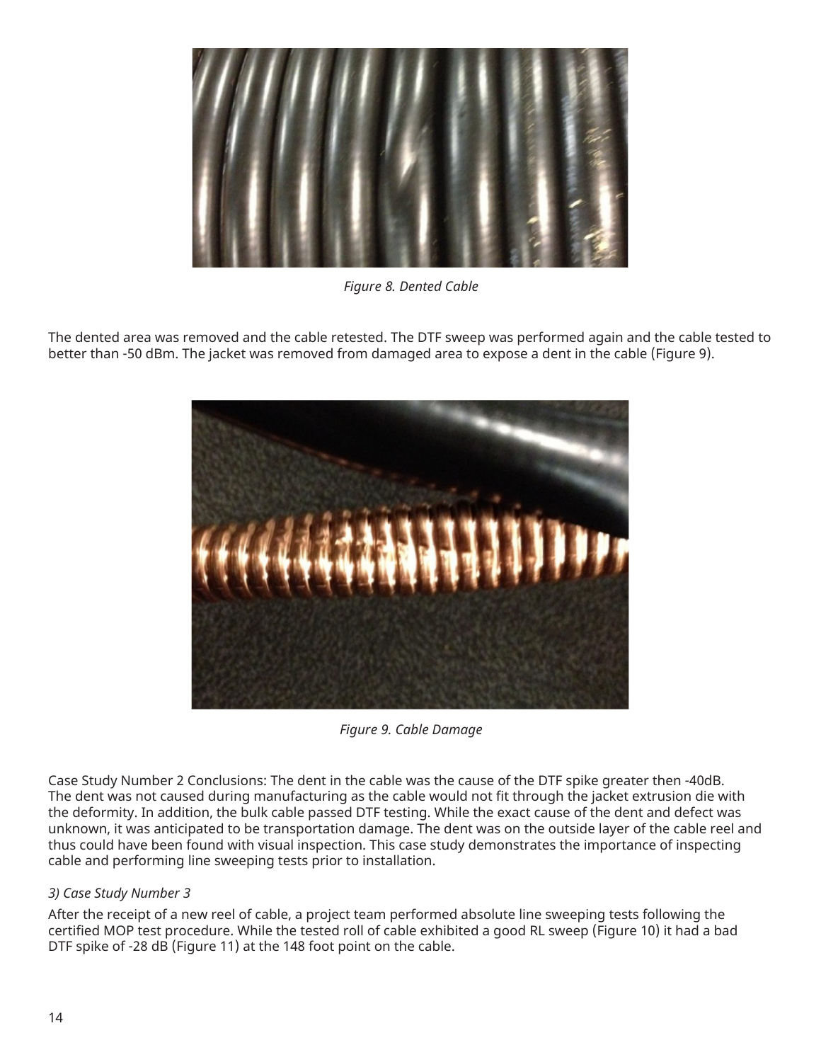Figure 8. Dented Cable

The dented area was removed and the cable retested. The DTF sweep was performed again and the cable tested to better than -50 dBm. The jacket was removed from damaged area to expose a dent in the cable (Figure 9).

Figure 9. Cable Damage

Case Study Number 2 Conclusions: The dent in the cable was the cause of the DTF spike greater then -40dB. The dent was not caused during manufacturing as the cable would not fit through the jacket extrusion die with the deformity. In addition, the bulk cable passed DTF testing. While the exact cause of the dent and defect was unknown, it was anticipated to be transportation damage. The dent was on the outside layer of the cable reel and thus could have been found with visual inspection. This case study demonstrates the importance of inspecting cable and performing line sweeping tests prior to installation.

*3) Case Study Number 3*

After the receipt of a new reel of cable, a project team performed absolute line sweeping tests following the certified MOP test procedure. While the tested roll of cable exhibited a good RL sweep (Figure 10) it had a bad DTF spike of -28 dB (Figure 11) at the 148 foot point on the cable.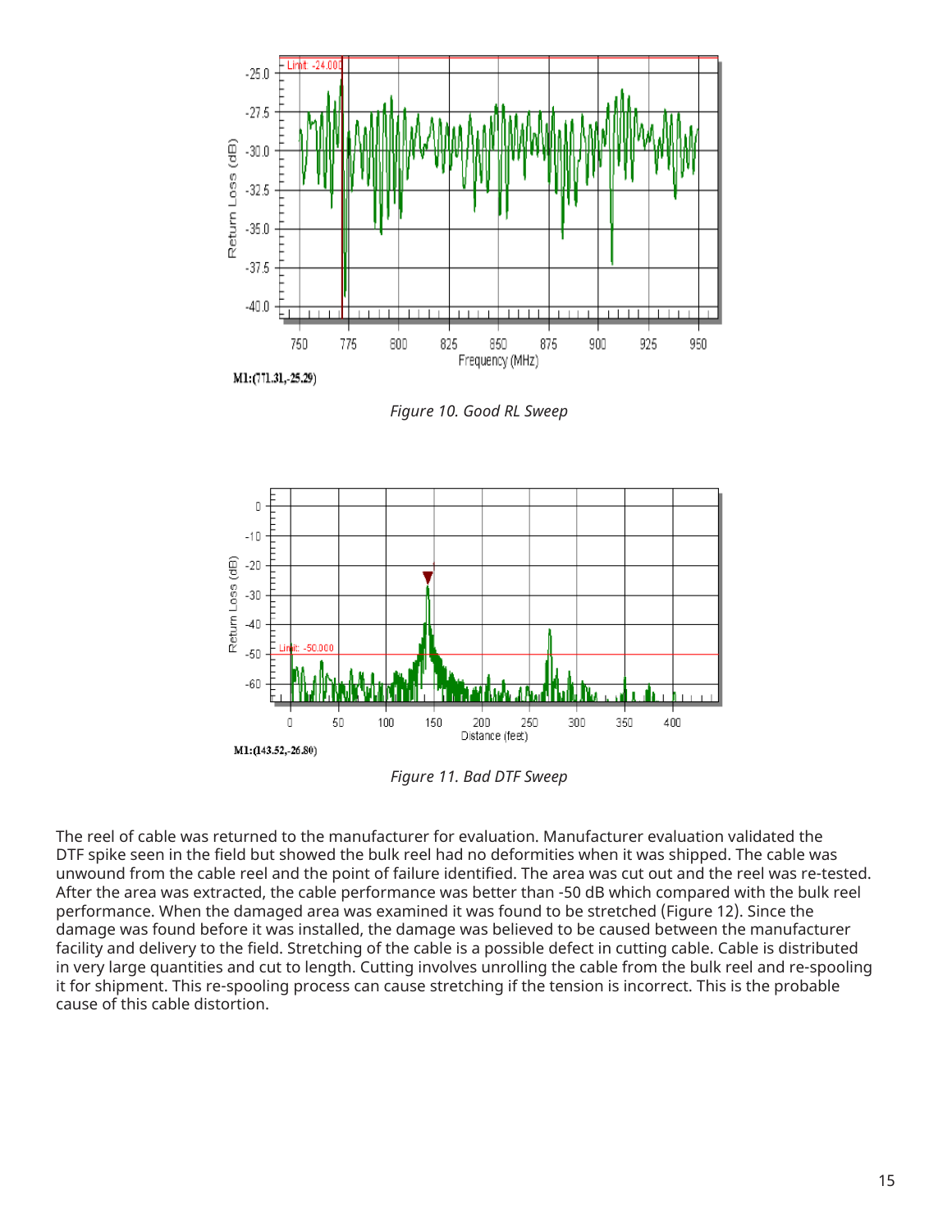M1:(771.31,-25.29)

*Figure 10. Good RL Sweep*

M1:(143.52,-26.80)

*Figure 11. Bad DTF Sweep*

The reel of cable was returned to the manufacturer for evaluation. Manufacturer evaluation validated the DTF spike seen in the field but showed the bulk reel had no deformities when it was shipped. The cable was unwound from the cable reel and the point of failure identified. The area was cut out and the reel was re-tested. After the area was extracted, the cable performance was better than -50 dB which compared with the bulk reel performance. When the damaged area was examined it was found to be stretched (Figure 12). Since the damage was found before it was installed, the damage was believed to be caused between the manufacturer facility and delivery to the field. Stretching of the cable is a possible defect in cutting cable. Cable is distributed in very large quantities and cut to length. Cutting involves unrolling the cable from the bulk reel and re-spooling it for shipment. This re-spooling process can cause stretching if the tension is incorrect. This is the probable cause of this cable distortion.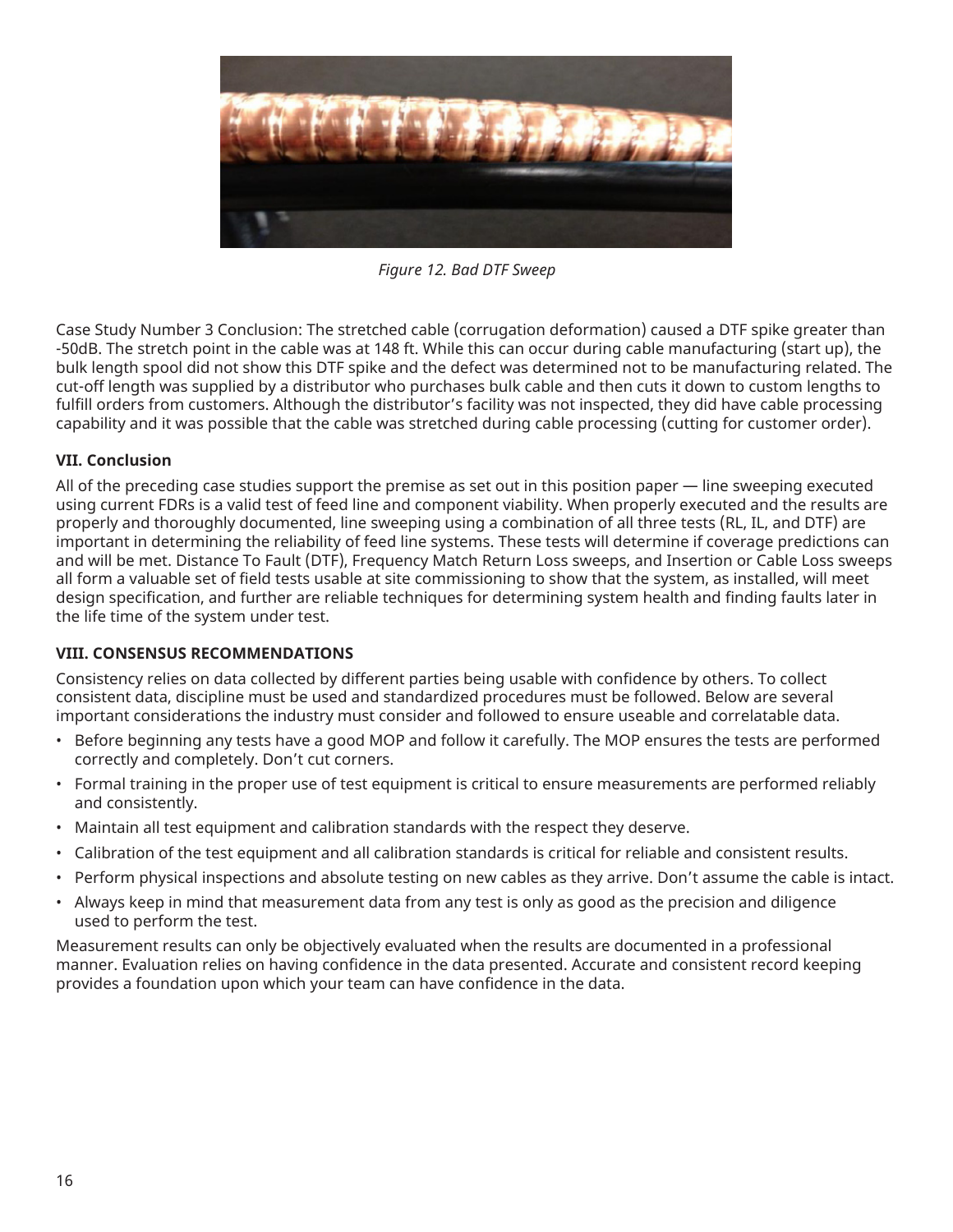*Figure 12. Bad DTF Sweep*

Case Study Number 3 Conclusion: The stretched cable (corrugation deformation) caused a DTF spike greater than -50dB. The stretch point in the cable was at 148 ft. While this can occur during cable manufacturing (start up), the bulk length spool did not show this DTF spike and the defect was determined not to be manufacturing related. The cut-off length was supplied by a distributor who purchases bulk cable and then cuts it down to custom lengths to fulfill orders from customers. Although the distributor's facility was not inspected, they did have cable processing capability and it was possible that the cable was stretched during cable processing (cutting for customer order).

### VII. Conclusion

All of the preceding case studies support the premise as set out in this position paper — line sweeping executed using current FDRs is a valid test of feed line and component viability. When properly executed and the results are properly and thoroughly documented, line sweeping using a combination of all three tests (RL, IL, and DTF) are important in determining the reliability of feed line systems. These tests will determine if coverage predictions can and will be met. Distance To Fault (DTF), Frequency Match Return Loss sweeps, and Insertion or Cable Loss sweeps all form a valuable set of field tests usable at site commissioning to show that the system, as installed, will meet design specification, and further are reliable techniques for determining system health and finding faults later in the life time of the system under test.

### VIII. CONSENSUS RECOMMENDATIONS

Consistency relies on data collected by different parties being usable with confidence by others. To collect consistent data, discipline must be used and standardized procedures must be followed. Below are several important considerations the industry must consider and followed to ensure useable and correlatable data.

- Before beginning any tests have a good MOP and follow it carefully. The MOP ensures the tests are performed correctly and completely. Don't cut corners.
- Formal training in the proper use of test equipment is critical to ensure measurements are performed reliably and consistently.
- Maintain all test equipment and calibration standards with the respect they deserve.
- Calibration of the test equipment and all calibration standards is critical for reliable and consistent results.
- Perform physical inspections and absolute testing on new cables as they arrive. Don't assume the cable is intact.
- Always keep in mind that measurement data from any test is only as good as the precision and diligence used to perform the test.

Measurement results can only be objectively evaluated when the results are documented in a professional manner. Evaluation relies on having confidence in the data presented. Accurate and consistent record keeping provides a foundation upon which your team can have confidence in the data.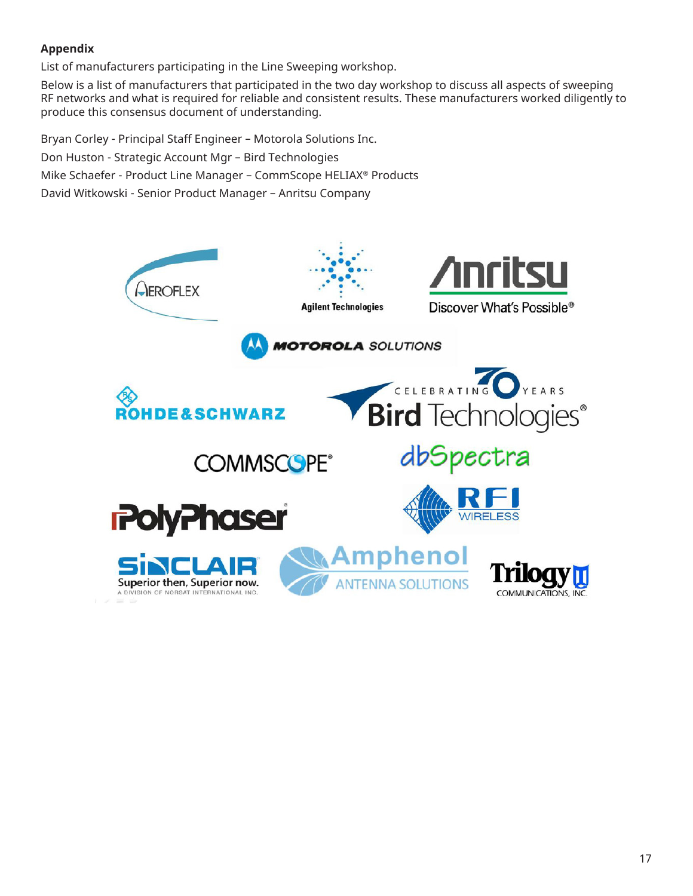**Appendix**

List of manufacturers participating in the Line Sweeping workshop.

Below is a list of manufacturers that participated in the two day workshop to discuss all aspects of sweeping RF networks and what is required for reliable and consistent results. These manufacturers worked diligently to produce this consensus document of understanding.

Bryan Corley - Principal Staff Engineer – Motorola Solutions Inc.

Don Huston - Strategic Account Mgr – Bird Technologies

Mike Schaefer - Product Line Manager – CommScope HELIAX® Products

David Witkowski - Senior Product Manager – Anritsu Company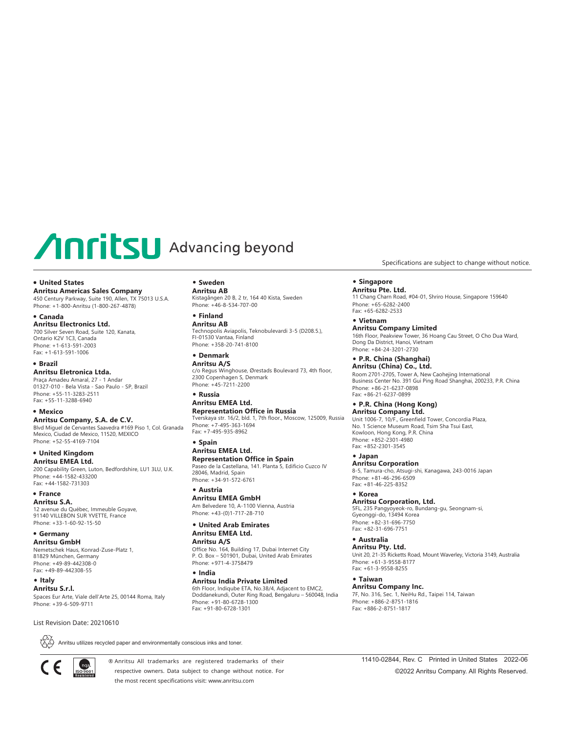Anritsu Advancing beyond

Specifications are subject to change without notice.

**• United States**
**Anritsu Americas Sales Company**
450 Century Parkway, Suite 190, Allen, TX 75013 U.S.A.
Phone: +1-800-Anritsu (1-800-267-4878)

**• Canada**
**Anritsu Electronics Ltd.**
700 Silver Seven Road, Suite 120, Kanata,
Ontario K2V 1C3, Canada
Phone: +1-613-591-2003
Fax: +1-613-591-1006

**• Brazil**
**Anritsu Eletronica Ltda.**
Praça Amadeu Amaral, 27 - 1 Andar
01327-010 - Bela Vista - Sao Paulo - SP, Brazil
Phone: +55-11-3283-2511
Fax: +55-11-3288-6940

**• Mexico**
**Anritsu Company, S.A. de C.V.**
Blvd Miguel de Cervantes Saavedra #169 Piso 1, Col. Granada
Mexico, Ciudad de Mexico, 11520, MEXICO
Phone: +52-55-4169-7104

**• United Kingdom**
**Anritsu EMEA Ltd.**
200 Capability Green, Luton, Bedfordshire, LU1 3LU, U.K.
Phone: +44-1582-433200
Fax: +44-1582-731303

**• France**
**Anritsu S.A.**
12 avenue du Québec, Immeuble Goyave,
91140 VILLEBON SUR YVETTE, France
Phone: +33-1-60-92-15-50

**• Germany**
**Anritsu GmbH**
Nemetschek Haus, Konrad-Zuse-Platz 1,
81829 München, Germany
Phone: +49-89-442308-0
Fax: +49-89-442308-55

**• Italy**
**Anritsu S.r.l.**
Spaces Eur Arte, Viale dell'Arte 25, 00144 Roma, Italy
Phone: +39-6-509-9711

**• Sweden**
**Anritsu AB**
Kistagången 20 B, 2 tr, 164 40 Kista, Sweden
Phone: +46-8-534-707-00

**• Finland**
**Anritsu AB**
Technopolis Aviapolis, Teknobulevardi 3-5 (D208.5.),
FI-01530 Vantaa, Finland
Phone: +358-20-741-8100

**• Denmark**
**Anritsu A/S**
c/o Regus Winghouse, Ørestads Boulevard 73, 4th floor,
2300 Copenhagen S, Denmark
Phone: +45-7211-2200

**• Russia**
**Anritsu EMEA Ltd.**
**Representation Office in Russia**
Tverskaya str. 16/2, bld. 1, 7th floor., Moscow, 125009, Russia
Phone: +7-495-363-1694
Fax: +7-495-935-8962

**• Spain**
**Anritsu EMEA Ltd.**
**Representation Office in Spain**
Paseo de la Castellana, 141. Planta 5, Edificio Cuzco IV
28046, Madrid, Spain
Phone: +34-91-572-6761

**• Austria**
**Anritsu EMEA GmbH**
Am Belvedere 10, A-1100 Vienna, Austria
Phone: +43-(0)1-717-28-710

**• United Arab Emirates**
**Anritsu EMEA Ltd.**
**Anritsu A/S**
Office No. 164, Building 17, Dubai Internet City
P. O. Box – 501901, Dubai, United Arab Emirates
Phone: +971-4-3758479

**• India**
**Anritsu India Private Limited**
6th Floor, Indiqube ETA, No.38/4, Adjacent to EMC2,
Doddanekundi, Outer Ring Road, Bengaluru – 560048, India
Phone: +91-80-6728-1300
Fax: +91-80-6728-1301

**• Singapore**
**Anritsu Pte. Ltd.**
11 Chang Charn Road, #04-01, Shriro House, Singapore 159640
Phone: +65-6282-2400
Fax: +65-6282-2533

**• Vietnam**
**Anritsu Company Limited**
16th Floor, Peakview Tower, 36 Hoang Cau Street, O Cho Dua Ward,
Dong Da District, Hanoi, Vietnam
Phone: +84-24-3201-2730

**• P.R. China (Shanghai)**
**Anritsu (China) Co., Ltd.**
Room 2701-2705, Tower A, New Caohejing International
Business Center No. 391 Gui Ping Road Shanghai, 200233, P.R. China
Phone: +86-21-6237-0898
Fax: +86-21-6237-0899

**• P.R. China (Hong Kong)**
**Anritsu Company Ltd.**
Unit 1006-7, 10/F., Greenfield Tower, Concordia Plaza,
No. 1 Science Museum Road, Tsim Sha Tsui East,
Kowloon, Hong Kong, P.R. China
Phone: +852-2301-4980
Fax: +852-2301-3545

**• Japan**
**Anritsu Corporation**
8-5, Tamura-cho, Atsugi-shi, Kanagawa, 243-0016 Japan
Phone: +81-46-296-6509
Fax: +81-46-225-8352

**• Korea**
**Anritsu Corporation, Ltd.**
5FL, 235 Pangyoyeok-ro, Bundang-gu, Seongnam-si,
Gyeonggi-do, 13494 Korea
Phone: +82-31-696-7750
Fax: +82-31-696-7751

**• Australia**
**Anritsu Pty. Ltd.**
Unit 20, 21-35 Ricketts Road, Mount Waverley, Victoria 3149, Australia
Phone: +61-3-9558-8177
Fax: +61-3-9558-8255

**• Taiwan**
**Anritsu Company Inc.**
7F, No. 316, Sec. 1, NeiHu Rd., Taipei 114, Taiwan
Phone: +886-2-8751-1816
Fax: +886-2-8751-1817

List Revision Date: 20210610

Anritsu utilizes recycled paper and environmentally conscious inks and toner.

® Anritsu All trademarks are registered trademarks of their respective owners. Data subject to change without notice. For the most recent specifications visit: www.anritsu.com

11410-02844, Rev. C Printed in United States 2022-06
©2022 Anritsu Company. All Rights Reserved.